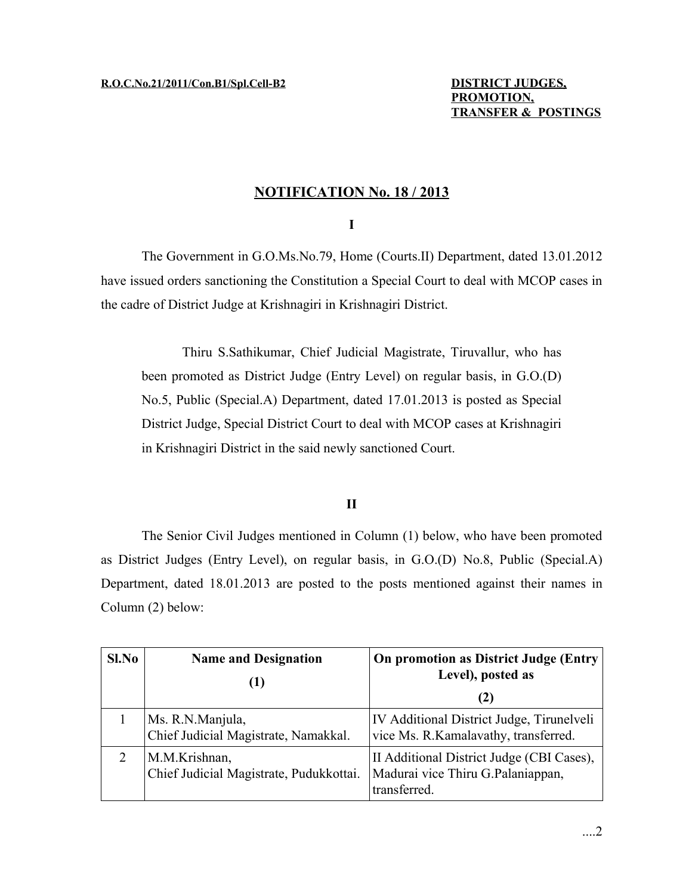**R.O.C.No.21/2011/Con.B1/Spl.Cell-B2**

**DISTRICT JUDGES, PROMOTION, TRANSFER & POSTINGS**

# NOTIFICATION No. 18 / 2013

**I**

The Government in G.O.Ms.No.79, Home (Courts.II) Department, dated 13.01.2012 have issued orders sanctioning the Constitution a Special Court to deal with MCOP cases in the cadre of District Judge at Krishnagiri in Krishnagiri District.

Thiru S.Sathikumar, Chief Judicial Magistrate, Tiruvallur, who has been promoted as District Judge (Entry Level) on regular basis, in G.O.(D) No.5, Public (Special.A) Department, dated 17.01.2013 is posted as Special District Judge, Special District Court to deal with MCOP cases at Krishnagiri in Krishnagiri District in the said newly sanctioned Court.

**II**

The Senior Civil Judges mentioned in Column (1) below, who have been promoted as District Judges (Entry Level), on regular basis, in G.O.(D) No.8, Public (Special.A) Department, dated 18.01.2013 are posted to the posts mentioned against their names in Column (2) below:

| Sl.No | Name and Designation (1) | On promotion as District Judge (Entry Level), posted as (2) |
|---|---|---|
| 1 | Ms. R.N.Manjula, Chief Judicial Magistrate, Namakkal. | IV Additional District Judge, Tirunelveli vice Ms. R.Kamalavathy, transferred. |
| 2 | M.M.Krishnan, Chief Judicial Magistrate, Pudukkottai. | II Additional District Judge (CBI Cases), Madurai vice Thiru G.Palaniappan, transferred. |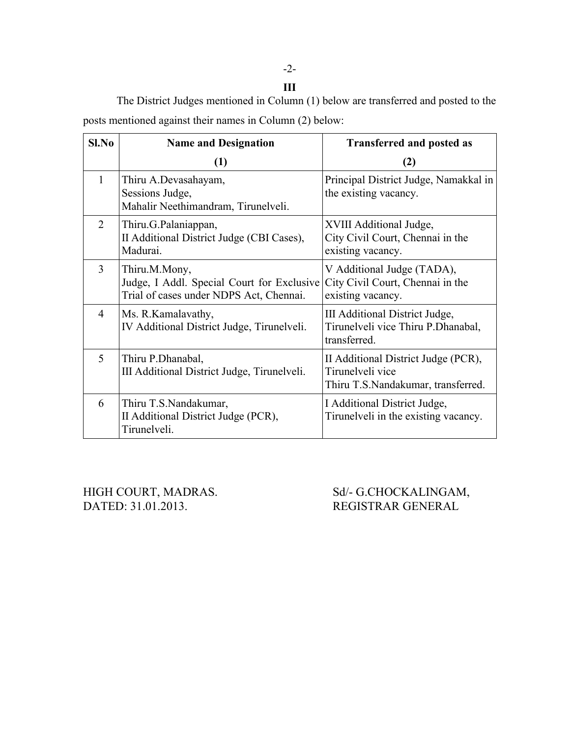### III

The District Judges mentioned in Column (1) below are transferred and posted to the posts mentioned against their names in Column (2) below:

| Sl.No | Name and Designation<br>(1) | Transferred and posted as<br>(2) |
|---|---|---|
| 1 | Thiru A.Devasahayam,<br>Sessions Judge,<br>Mahalir Neethimandram, Tirunelveli. | Principal District Judge, Namakkal in the existing vacancy. |
| 2 | Thiru.G.Palaniappan,<br>II Additional District Judge (CBI Cases), Madurai. | XVIII Additional Judge,<br>City Civil Court, Chennai in the existing vacancy. |
| 3 | Thiru.M.Mony,<br>Judge, I Addl. Special Court for Exclusive Trial of cases under NDPS Act, Chennai. | V Additional Judge (TADA),<br>City Civil Court, Chennai in the existing vacancy. |
| 4 | Ms. R.Kamalavathy,<br>IV Additional District Judge, Tirunelveli. | III Additional District Judge,<br>Tirunelveli vice Thiru P.Dhanabal, transferred. |
| 5 | Thiru P.Dhanabal,<br>III Additional District Judge, Tirunelveli. | II Additional District Judge (PCR),<br>Tirunelveli vice<br>Thiru T.S.Nandakumar, transferred. |
| 6 | Thiru T.S.Nandakumar,<br>II Additional District Judge (PCR),<br>Tirunelveli. | I Additional District Judge,<br>Tirunelveli in the existing vacancy. |

HIGH COURT, MADRAS.
DATED: 31.01.2013.

Sd/- G.CHOCKALINGAM,
REGISTRAR GENERAL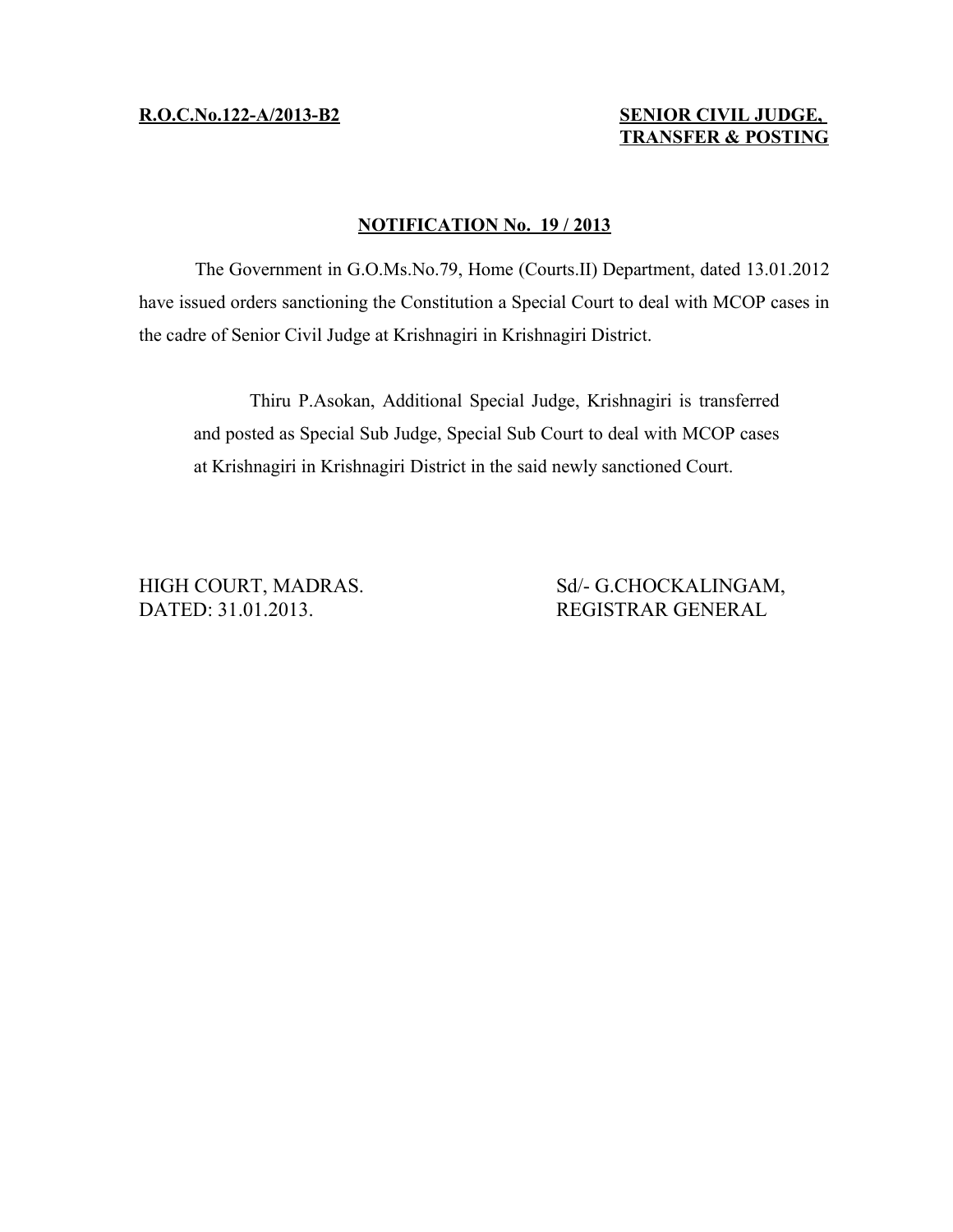**R.O.C.No.122-A/2013-B2**

**SENIOR CIVIL JUDGE, TRANSFER & POSTING**

## NOTIFICATION No. 19 / 2013

The Government in G.O.Ms.No.79, Home (Courts.II) Department, dated 13.01.2012 have issued orders sanctioning the Constitution a Special Court to deal with MCOP cases in the cadre of Senior Civil Judge at Krishnagiri in Krishnagiri District.

> Thiru P.Asokan, Additional Special Judge, Krishnagiri is transferred and posted as Special Sub Judge, Special Sub Court to deal with MCOP cases at Krishnagiri in Krishnagiri District in the said newly sanctioned Court.

HIGH COURT, MADRAS.
DATED: 31.01.2013.

Sd/- G.CHOCKALINGAM,
REGISTRAR GENERAL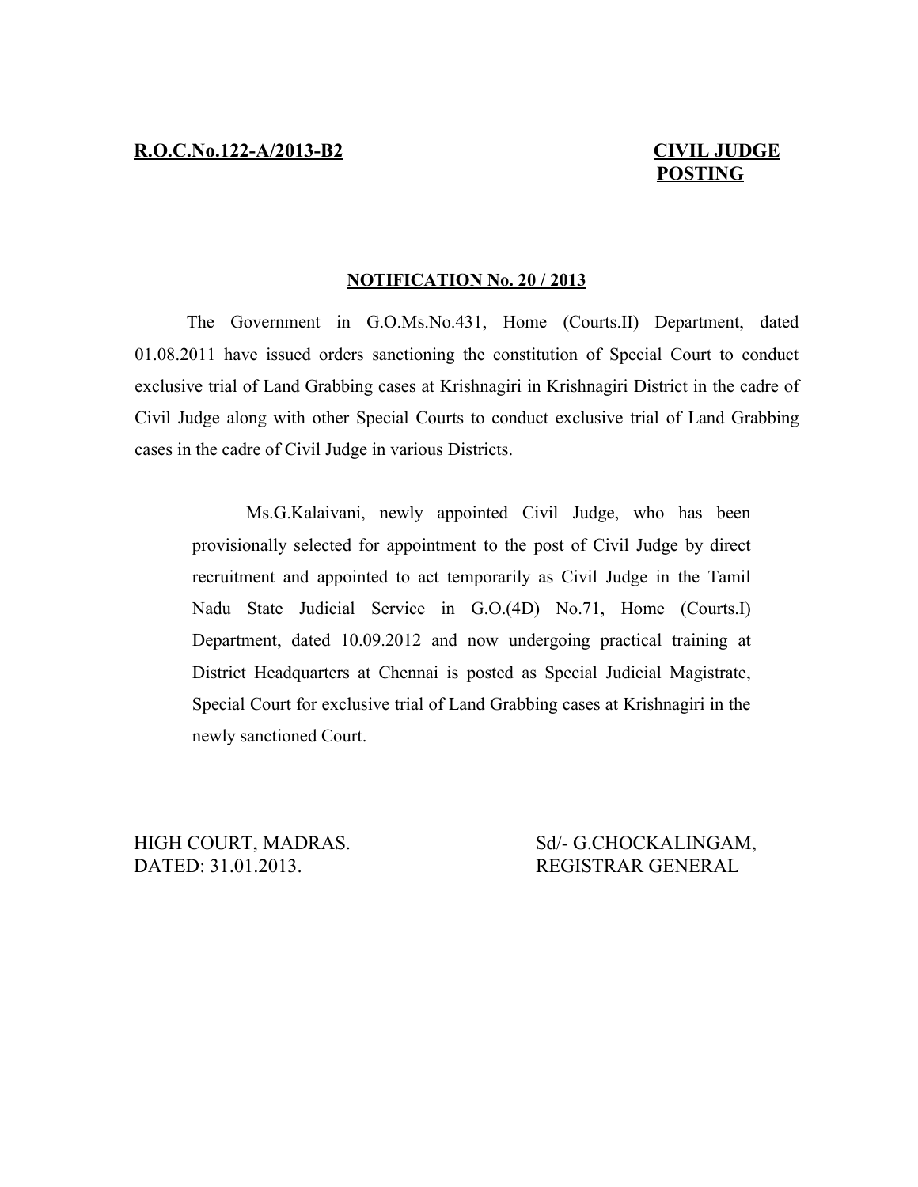**R.O.C.No.122-A/2013-B2** **CIVIL JUDGE POSTING**

## NOTIFICATION No. 20 / 2013

The Government in G.O.Ms.No.431, Home (Courts.II) Department, dated 01.08.2011 have issued orders sanctioning the constitution of Special Court to conduct exclusive trial of Land Grabbing cases at Krishnagiri in Krishnagiri District in the cadre of Civil Judge along with other Special Courts to conduct exclusive trial of Land Grabbing cases in the cadre of Civil Judge in various Districts.

> Ms.G.Kalaivani, newly appointed Civil Judge, who has been provisionally selected for appointment to the post of Civil Judge by direct recruitment and appointed to act temporarily as Civil Judge in the Tamil Nadu State Judicial Service in G.O.(4D) No.71, Home (Courts.I) Department, dated 10.09.2012 and now undergoing practical training at District Headquarters at Chennai is posted as Special Judicial Magistrate, Special Court for exclusive trial of Land Grabbing cases at Krishnagiri in the newly sanctioned Court.

HIGH COURT, MADRAS.
DATED: 31.01.2013.

Sd/- G.CHOCKALINGAM,
REGISTRAR GENERAL